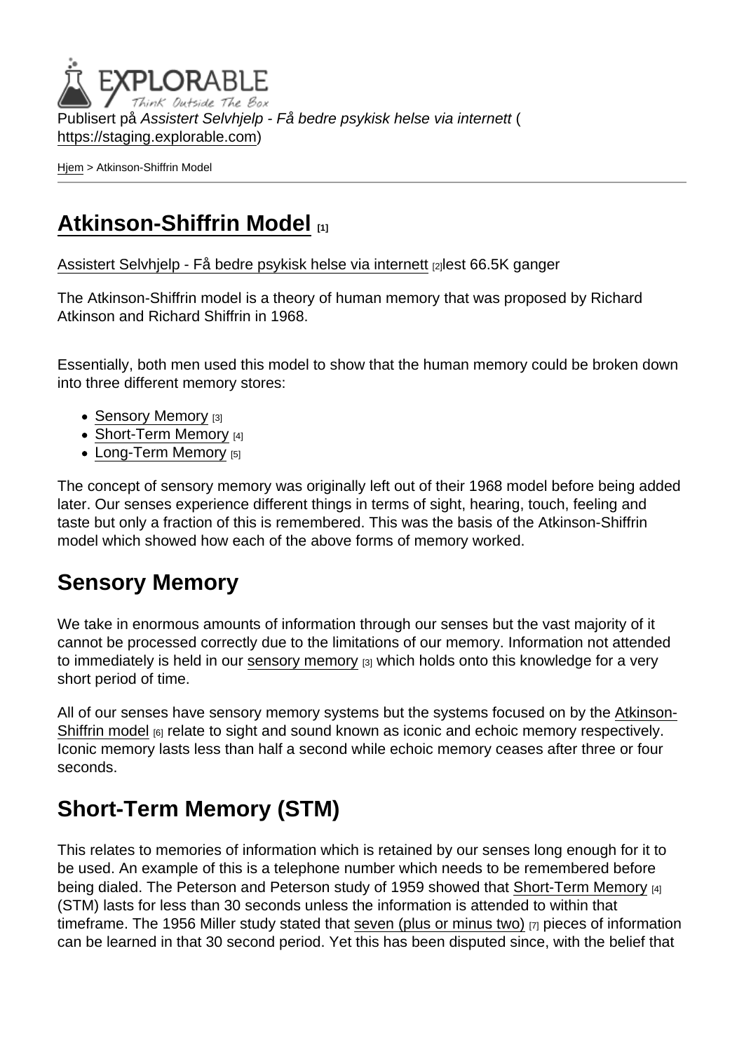Publisert på *Assistert Selvhjelp - Få bedre psykisk helse via internett* (https://staging.explorable.com)

Hjem > Atkinson-Shiffrin Model

# Atkinson-Shiffrin Model [1]

Assistert Selvhjelp - Få bedre psykisk helse via internett [2]lest 66.5K ganger

The Atkinson-Shiffrin model is a theory of human memory that was proposed by Richard Atkinson and Richard Shiffrin in 1968.

Essentially, both men used this model to show that the human memory could be broken down into three different memory stores:

- Sensory Memory [3]
- Short-Term Memory [4]
- Long-Term Memory [5]

The concept of sensory memory was originally left out of their 1968 model before being added later. Our senses experience different things in terms of sight, hearing, touch, feeling and taste but only a fraction of this is remembered. This was the basis of the Atkinson-Shiffrin model which showed how each of the above forms of memory worked.

## Sensory Memory

We take in enormous amounts of information through our senses but the vast majority of it cannot be processed correctly due to the limitations of our memory. Information not attended to immediately is held in our sensory memory [3] which holds onto this knowledge for a very short period of time.

All of our senses have sensory memory systems but the systems focused on by the Atkinson-Shiffrin model [6] relate to sight and sound known as iconic and echoic memory respectively. Iconic memory lasts less than half a second while echoic memory ceases after three or four seconds.

## Short-Term Memory (STM)

This relates to memories of information which is retained by our senses long enough for it to be used. An example of this is a telephone number which needs to be remembered before being dialed. The Peterson and Peterson study of 1959 showed that Short-Term Memory [4] (STM) lasts for less than 30 seconds unless the information is attended to within that timeframe. The 1956 Miller study stated that seven (plus or minus two) [7] pieces of information can be learned in that 30 second period. Yet this has been disputed since, with the belief that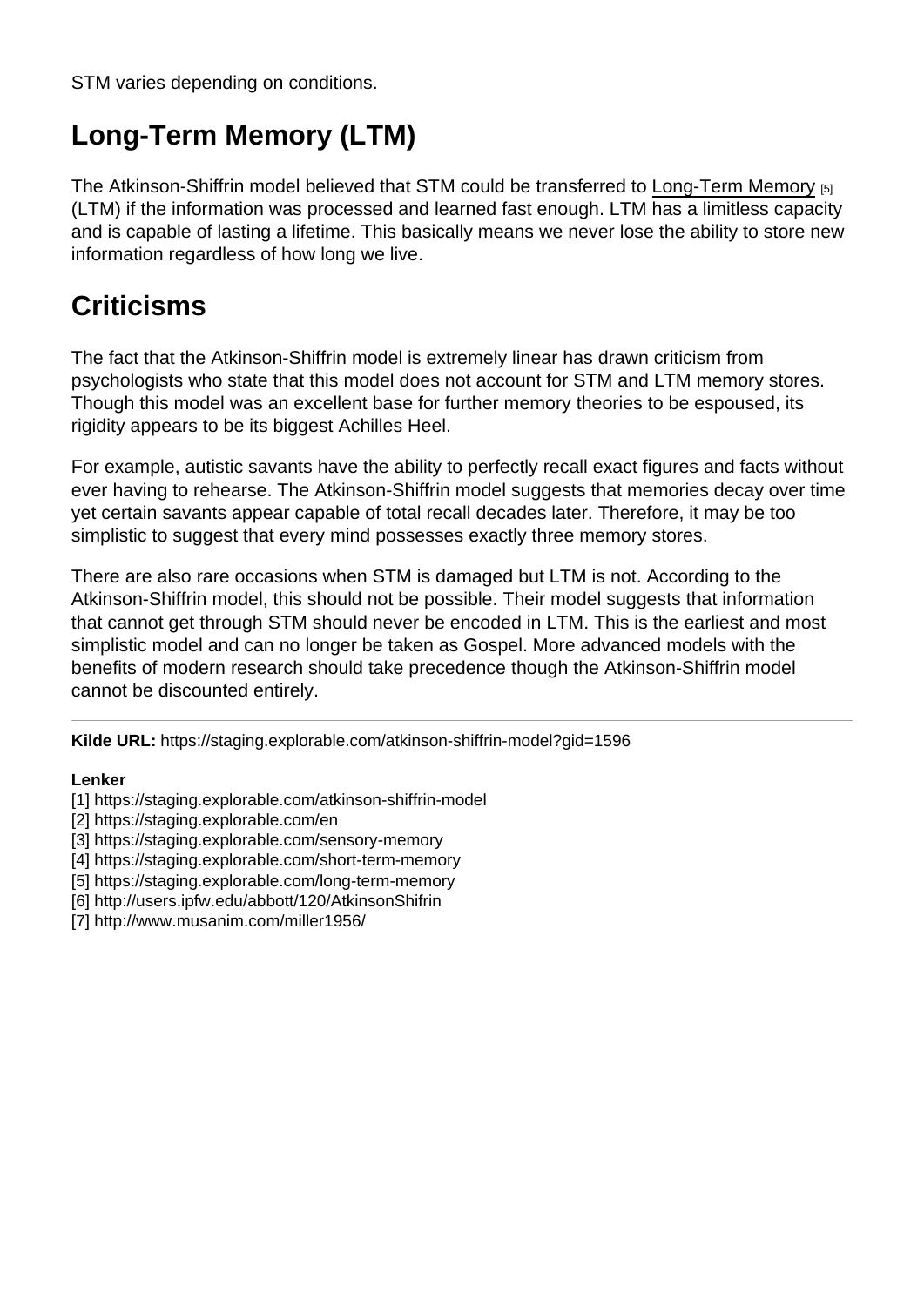STM varies depending on conditions.

## Long-Term Memory (LTM)

The Atkinson-Shiffrin model believed that STM could be transferred to Long-Term Memory [5] (LTM) if the information was processed and learned fast enough. LTM has a limitless capacity and is capable of lasting a lifetime. This basically means we never lose the ability to store new information regardless of how long we live.

## Criticisms

The fact that the Atkinson-Shiffrin model is extremely linear has drawn criticism from psychologists who state that this model does not account for STM and LTM memory stores. Though this model was an excellent base for further memory theories to be espoused, its rigidity appears to be its biggest Achilles Heel.

For example, autistic savants have the ability to perfectly recall exact figures and facts without ever having to rehearse. The Atkinson-Shiffrin model suggests that memories decay over time yet certain savants appear capable of total recall decades later. Therefore, it may be too simplistic to suggest that every mind possesses exactly three memory stores.

There are also rare occasions when STM is damaged but LTM is not. According to the Atkinson-Shiffrin model, this should not be possible. Their model suggests that information that cannot get through STM should never be encoded in LTM. This is the earliest and most simplistic model and can no longer be taken as Gospel. More advanced models with the benefits of modern research should take precedence though the Atkinson-Shiffrin model cannot be discounted entirely.

---

**Kilde URL:** https://staging.explorable.com/atkinson-shiffrin-model?gid=1596

**Lenker**

[1] https://staging.explorable.com/atkinson-shiffrin-model
[2] https://staging.explorable.com/en
[3] https://staging.explorable.com/sensory-memory
[4] https://staging.explorable.com/short-term-memory
[5] https://staging.explorable.com/long-term-memory
[6] http://users.ipfw.edu/abbott/120/AtkinsonShifrin
[7] http://www.musanim.com/miller1956/